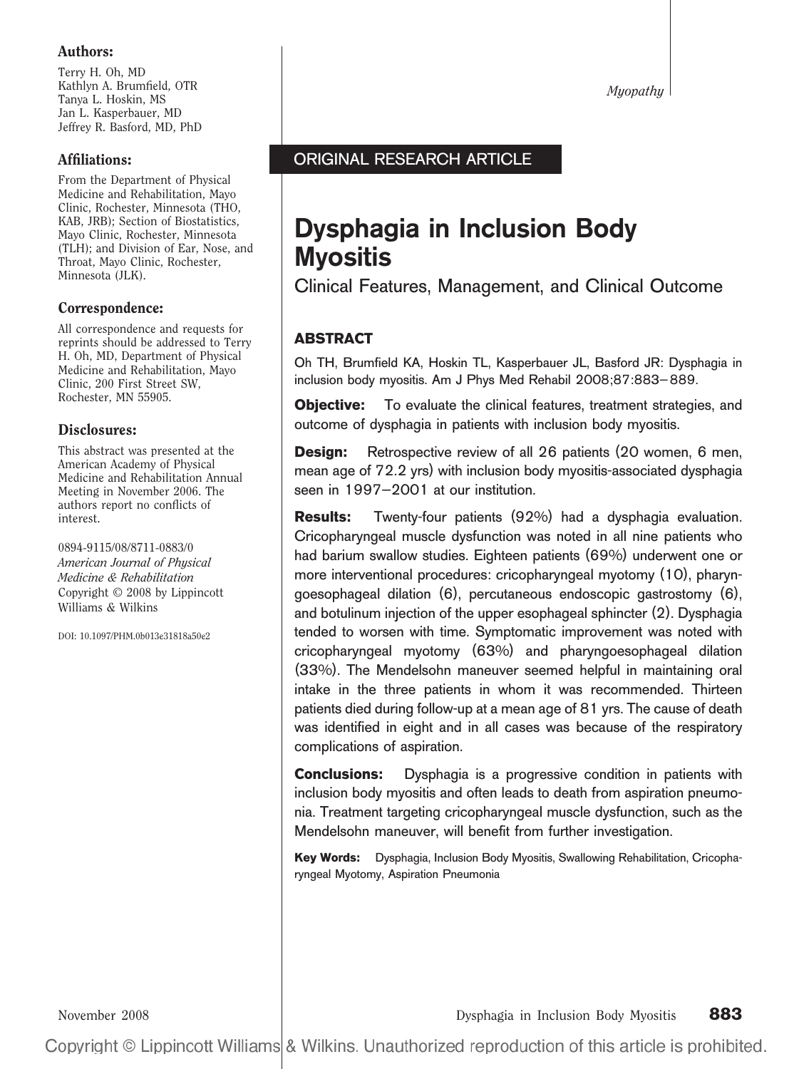Myopathy

**ORIGINAL RESEARCH ARTICLE**

# Dysphagia in Inclusion Body Myositis

## Clinical Features, Management, and Clinical Outcome

**Authors:**

Terry H. Oh, MD
Kathlyn A. Brumfield, OTR
Tanya L. Hoskin, MS
Jan L. Kasperbauer, MD
Jeffrey R. Basford, MD, PhD

**Affiliations:**

From the Department of Physical Medicine and Rehabilitation, Mayo Clinic, Rochester, Minnesota (THO, KAB, JRB); Section of Biostatistics, Mayo Clinic, Rochester, Minnesota (TLH); and Division of Ear, Nose, and Throat, Mayo Clinic, Rochester, Minnesota (JLK).

**Correspondence:**

All correspondence and requests for reprints should be addressed to Terry H. Oh, MD, Department of Physical Medicine and Rehabilitation, Mayo Clinic, 200 First Street SW, Rochester, MN 55905.

**Disclosures:**

This abstract was presented at the American Academy of Physical Medicine and Rehabilitation Annual Meeting in November 2006. The authors report no conflicts of interest.

0894-9115/08/8711-0883/0
*American Journal of Physical Medicine & Rehabilitation*
Copyright © 2008 by Lippincott Williams & Wilkins

DOI: 10.1097/PHM.0b013e31818a50e2

### ABSTRACT

Oh TH, Brumfield KA, Hoskin TL, Kasperbauer JL, Basford JR: Dysphagia in inclusion body myositis. Am J Phys Med Rehabil 2008;87:883–889.

**Objective:** To evaluate the clinical features, treatment strategies, and outcome of dysphagia in patients with inclusion body myositis.

**Design:** Retrospective review of all 26 patients (20 women, 6 men, mean age of 72.2 yrs) with inclusion body myositis-associated dysphagia seen in 1997–2001 at our institution.

**Results:** Twenty-four patients (92%) had a dysphagia evaluation. Cricopharyngeal muscle dysfunction was noted in all nine patients who had barium swallow studies. Eighteen patients (69%) underwent one or more interventional procedures: cricopharyngeal myotomy (10), pharyngoesophageal dilation (6), percutaneous endoscopic gastrostomy (6), and botulinum injection of the upper esophageal sphincter (2). Dysphagia tended to worsen with time. Symptomatic improvement was noted with cricopharyngeal myotomy (63%) and pharyngoesophageal dilation (33%). The Mendelsohn maneuver seemed helpful in maintaining oral intake in the three patients in whom it was recommended. Thirteen patients died during follow-up at a mean age of 81 yrs. The cause of death was identified in eight and in all cases was because of the respiratory complications of aspiration.

**Conclusions:** Dysphagia is a progressive condition in patients with inclusion body myositis and often leads to death from aspiration pneumonia. Treatment targeting cricopharyngeal muscle dysfunction, such as the Mendelsohn maneuver, will benefit from further investigation.

**Key Words:** Dysphagia, Inclusion Body Myositis, Swallowing Rehabilitation, Cricopharyngeal Myotomy, Aspiration Pneumonia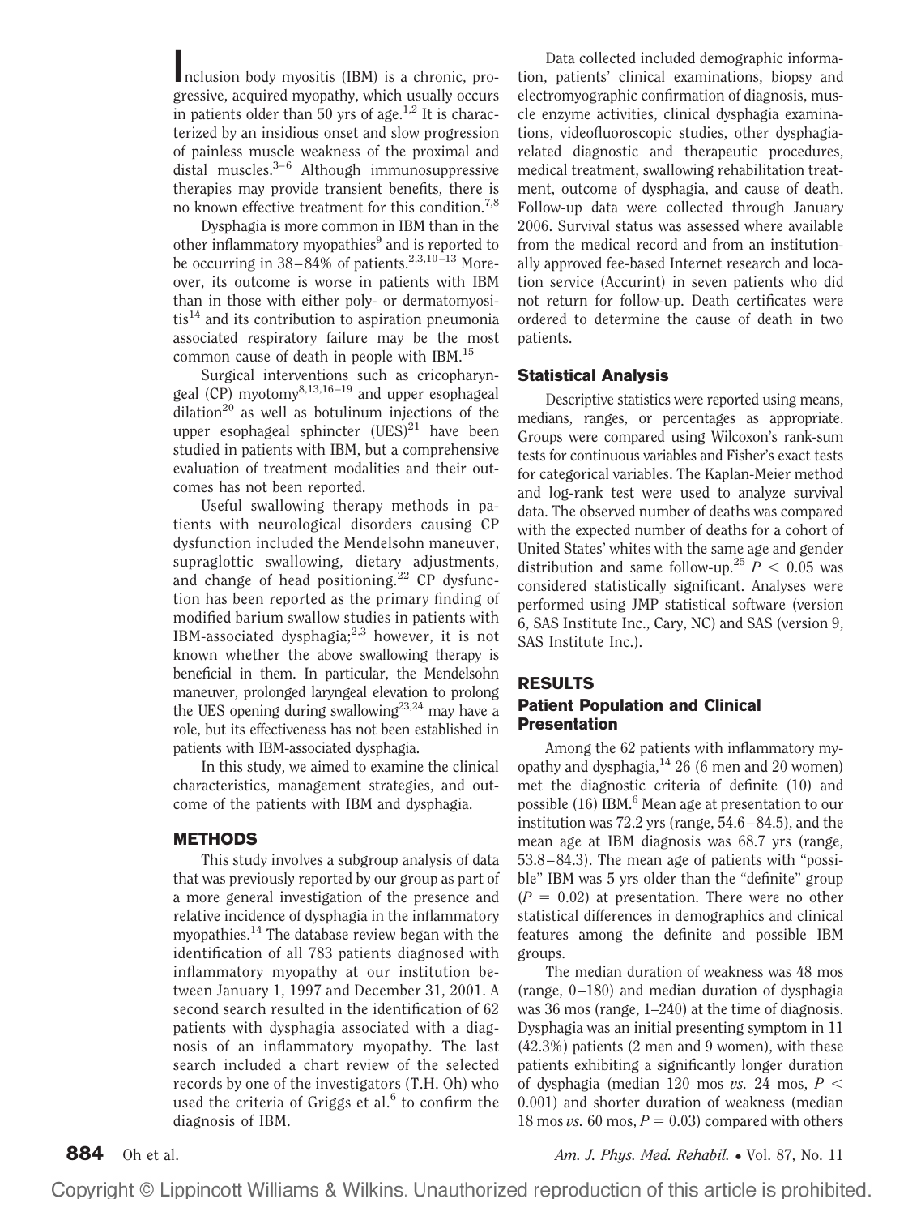Inclusion body myositis (IBM) is a chronic, progressive, acquired myopathy, which usually occurs in patients older than 50 yrs of age.[1,2] It is characterized by an insidious onset and slow progression of painless muscle weakness of the proximal and distal muscles.[3–6] Although immunosuppressive therapies may provide transient benefits, there is no known effective treatment for this condition.[7,8]

Dysphagia is more common in IBM than in the other inflammatory myopathies[9] and is reported to be occurring in 38–84% of patients.[2,3,10–13] Moreover, its outcome is worse in patients with IBM than in those with either poly- or dermatomyositis[14] and its contribution to aspiration pneumonia associated respiratory failure may be the most common cause of death in people with IBM.[15]

Surgical interventions such as cricopharyngeal (CP) myotomy[8,13,16–19] and upper esophageal dilation[20] as well as botulinum injections of the upper esophageal sphincter (UES)[21] have been studied in patients with IBM, but a comprehensive evaluation of treatment modalities and their outcomes has not been reported.

Useful swallowing therapy methods in patients with neurological disorders causing CP dysfunction included the Mendelsohn maneuver, supraglottic swallowing, dietary adjustments, and change of head positioning.[22] CP dysfunction has been reported as the primary finding of modified barium swallow studies in patients with IBM-associated dysphagia;[2,3] however, it is not known whether the above swallowing therapy is beneficial in them. In particular, the Mendelsohn maneuver, prolonged laryngeal elevation to prolong the UES opening during swallowing[23,24] may have a role, but its effectiveness has not been established in patients with IBM-associated dysphagia.

In this study, we aimed to examine the clinical characteristics, management strategies, and outcome of the patients with IBM and dysphagia.

## METHODS

This study involves a subgroup analysis of data that was previously reported by our group as part of a more general investigation of the presence and relative incidence of dysphagia in the inflammatory myopathies.[14] The database review began with the identification of all 783 patients diagnosed with inflammatory myopathy at our institution between January 1, 1997 and December 31, 2001. A second search resulted in the identification of 62 patients with dysphagia associated with a diagnosis of an inflammatory myopathy. The last search included a chart review of the selected records by one of the investigators (T.H. Oh) who used the criteria of Griggs et al.[6] to confirm the diagnosis of IBM.

Data collected included demographic information, patients' clinical examinations, biopsy and electromyographic confirmation of diagnosis, muscle enzyme activities, clinical dysphagia examinations, videofluoroscopic studies, other dysphagia-related diagnostic and therapeutic procedures, medical treatment, swallowing rehabilitation treatment, outcome of dysphagia, and cause of death. Follow-up data were collected through January 2006. Survival status was assessed where available from the medical record and from an institutionally approved fee-based Internet research and location service (Accurint) in seven patients who did not return for follow-up. Death certificates were ordered to determine the cause of death in two patients.

### Statistical Analysis

Descriptive statistics were reported using means, medians, ranges, or percentages as appropriate. Groups were compared using Wilcoxon's rank-sum tests for continuous variables and Fisher's exact tests for categorical variables. The Kaplan-Meier method and log-rank test were used to analyze survival data. The observed number of deaths was compared with the expected number of deaths for a cohort of United States' whites with the same age and gender distribution and same follow-up.[25] $P < 0.05$ was considered statistically significant. Analyses were performed using JMP statistical software (version 6, SAS Institute Inc., Cary, NC) and SAS (version 9, SAS Institute Inc.).

## RESULTS

### Patient Population and Clinical Presentation

Among the 62 patients with inflammatory myopathy and dysphagia,[14] 26 (6 men and 20 women) met the diagnostic criteria of definite (10) and possible (16) IBM.[6] Mean age at presentation to our institution was 72.2 yrs (range, 54.6–84.5), and the mean age at IBM diagnosis was 68.7 yrs (range, 53.8–84.3). The mean age of patients with "possible" IBM was 5 yrs older than the "definite" group ($P = 0.02$) at presentation. There were no other statistical differences in demographics and clinical features among the definite and possible IBM groups.

The median duration of weakness was 48 mos (range, 0–180) and median duration of dysphagia was 36 mos (range, 1–240) at the time of diagnosis. Dysphagia was an initial presenting symptom in 11 (42.3%) patients (2 men and 9 women), with these patients exhibiting a significantly longer duration of dysphagia (median 120 mos *vs.* 24 mos, $P < 0.001$) and shorter duration of weakness (median 18 mos *vs.* 60 mos, $P = 0.03$) compared with others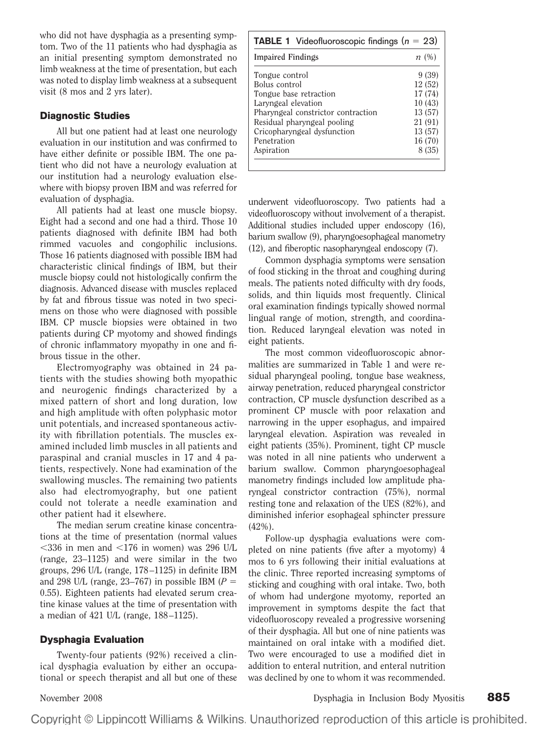who did not have dysphagia as a presenting symptom. Two of the 11 patients who had dysphagia as an initial presenting symptom demonstrated no limb weakness at the time of presentation, but each was noted to display limb weakness at a subsequent visit (8 mos and 2 yrs later).

### Diagnostic Studies

All but one patient had at least one neurology evaluation in our institution and was confirmed to have either definite or possible IBM. The one patient who did not have a neurology evaluation at our institution had a neurology evaluation elsewhere with biopsy proven IBM and was referred for evaluation of dysphagia.

All patients had at least one muscle biopsy. Eight had a second and one had a third. Those 10 patients diagnosed with definite IBM had both rimmed vacuoles and congophilic inclusions. Those 16 patients diagnosed with possible IBM had characteristic clinical findings of IBM, but their muscle biopsy could not histologically confirm the diagnosis. Advanced disease with muscles replaced by fat and fibrous tissue was noted in two specimens on those who were diagnosed with possible IBM. CP muscle biopsies were obtained in two patients during CP myotomy and showed findings of chronic inflammatory myopathy in one and fibrous tissue in the other.

Electromyography was obtained in 24 patients with the studies showing both myopathic and neurogenic findings characterized by a mixed pattern of short and long duration, low and high amplitude with often polyphasic motor unit potentials, and increased spontaneous activity with fibrillation potentials. The muscles examined included limb muscles in all patients and paraspinal and cranial muscles in 17 and 4 patients, respectively. None had examination of the swallowing muscles. The remaining two patients also had electromyography, but one patient could not tolerate a needle examination and other patient had it elsewhere.

The median serum creatine kinase concentrations at the time of presentation (normal values <336 in men and <176 in women) was 296 U/L (range, 23–1125) and were similar in the two groups, 296 U/L (range, 178–1125) in definite IBM and 298 U/L (range, 23–767) in possible IBM ($P$ = 0.55). Eighteen patients had elevated serum creatine kinase values at the time of presentation with a median of 421 U/L (range, 188–1125).

### Dysphagia Evaluation

Twenty-four patients (92%) received a clinical dysphagia evaluation by either an occupational or speech therapist and all but one of these underwent videofluoroscopy. Two patients had a videofluoroscopy without involvement of a therapist. Additional studies included upper endoscopy (16), barium swallow (9), pharyngoesophageal manometry (12), and fiberoptic nasopharyngeal endoscopy (7).

**TABLE 1** Videofluoroscopic findings ($n$ = 23)

| Impaired Findings | $n$ (%) |
|---|---|
| Tongue control | 9 (39) |
| Bolus control | 12 (52) |
| Tongue base retraction | 17 (74) |
| Laryngeal elevation | 10 (43) |
| Pharyngeal constrictor contraction | 13 (57) |
| Residual pharyngeal pooling | 21 (91) |
| Cricopharyngeal dysfunction | 13 (57) |
| Penetration | 16 (70) |
| Aspiration | 8 (35) |

Common dysphagia symptoms were sensation of food sticking in the throat and coughing during meals. The patients noted difficulty with dry foods, solids, and thin liquids most frequently. Clinical oral examination findings typically showed normal lingual range of motion, strength, and coordination. Reduced laryngeal elevation was noted in eight patients.

The most common videofluoroscopic abnormalities are summarized in Table 1 and were residual pharyngeal pooling, tongue base weakness, airway penetration, reduced pharyngeal constrictor contraction, CP muscle dysfunction described as a prominent CP muscle with poor relaxation and narrowing in the upper esophagus, and impaired laryngeal elevation. Aspiration was revealed in eight patients (35%). Prominent, tight CP muscle was noted in all nine patients who underwent a barium swallow. Common pharyngoesophageal manometry findings included low amplitude pharyngeal constrictor contraction (75%), normal resting tone and relaxation of the UES (82%), and diminished inferior esophageal sphincter pressure (42%).

Follow-up dysphagia evaluations were completed on nine patients (five after a myotomy) 4 mos to 6 yrs following their initial evaluations at the clinic. Three reported increasing symptoms of sticking and coughing with oral intake. Two, both of whom had undergone myotomy, reported an improvement in symptoms despite the fact that videofluoroscopy revealed a progressive worsening of their dysphagia. All but one of nine patients was maintained on oral intake with a modified diet. Two were encouraged to use a modified diet in addition to enteral nutrition, and enteral nutrition was declined by one to whom it was recommended.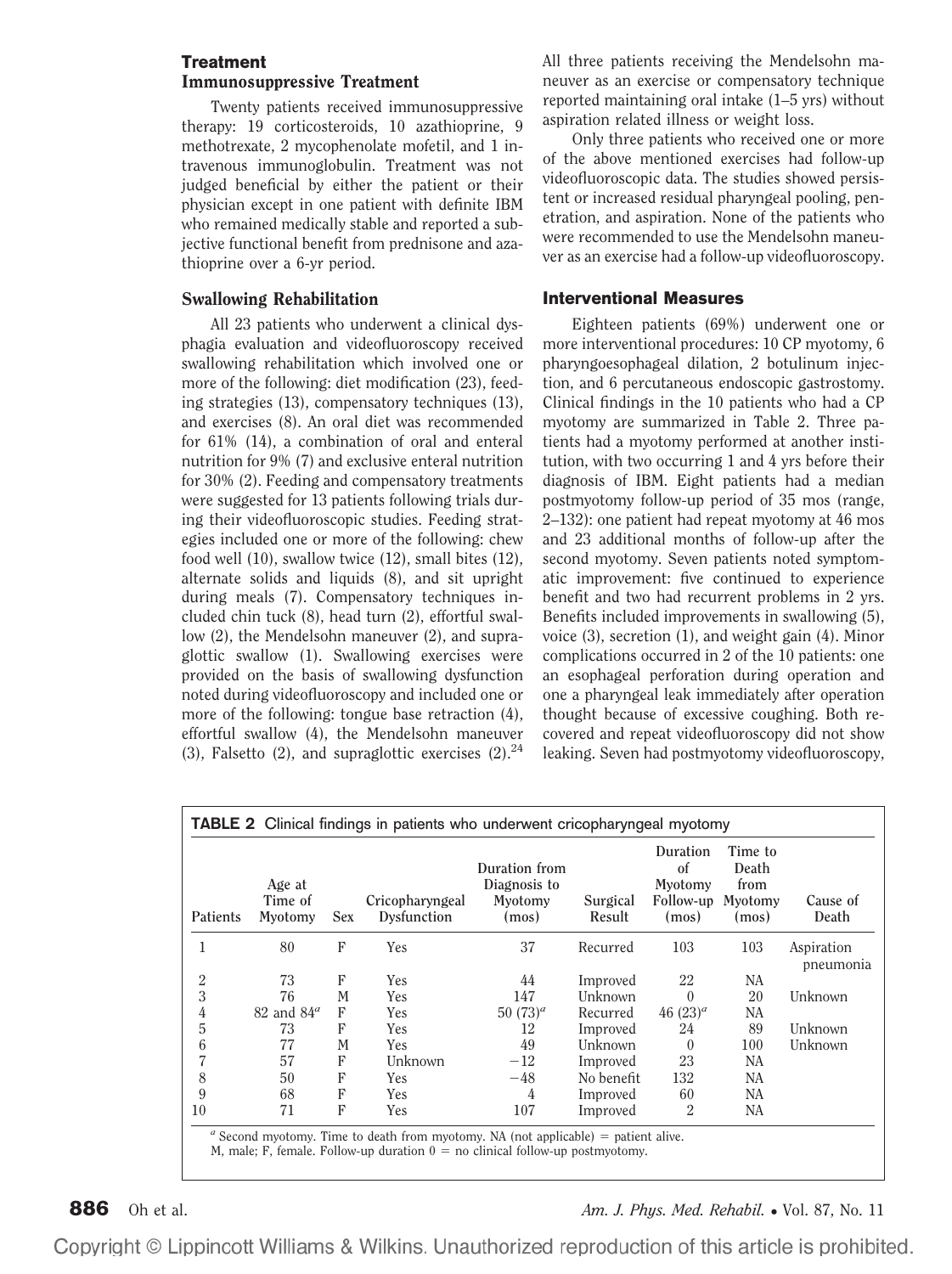## Treatment

### Immunosuppressive Treatment

Twenty patients received immunosuppressive therapy: 19 corticosteroids, 10 azathioprine, 9 methotrexate, 2 mycophenolate mofetil, and 1 intravenous immunoglobulin. Treatment was not judged beneficial by either the patient or their physician except in one patient with definite IBM who remained medically stable and reported a subjective functional benefit from prednisone and azathioprine over a 6-yr period.

### Swallowing Rehabilitation

All 23 patients who underwent a clinical dysphagia evaluation and videofluoroscopy received swallowing rehabilitation which involved one or more of the following: diet modification (23), feeding strategies (13), compensatory techniques (13), and exercises (8). An oral diet was recommended for 61% (14), a combination of oral and enteral nutrition for 9% (7) and exclusive enteral nutrition for 30% (2). Feeding and compensatory treatments were suggested for 13 patients following trials during their videofluoroscopic studies. Feeding strategies included one or more of the following: chew food well (10), swallow twice (12), small bites (12), alternate solids and liquids (8), and sit upright during meals (7). Compensatory techniques included chin tuck (8), head turn (2), effortful swallow (2), the Mendelsohn maneuver (2), and supraglottic swallow (1). Swallowing exercises were provided on the basis of swallowing dysfunction noted during videofluoroscopy and included one or more of the following: tongue base retraction (4), effortful swallow (4), the Mendelsohn maneuver (3), Falsetto (2), and supraglottic exercises (2).[24]

All three patients receiving the Mendelsohn maneuver as an exercise or compensatory technique reported maintaining oral intake (1–5 yrs) without aspiration related illness or weight loss.

Only three patients who received one or more of the above mentioned exercises had follow-up videofluoroscopic data. The studies showed persistent or increased residual pharyngeal pooling, penetration, and aspiration. None of the patients who were recommended to use the Mendelsohn maneuver as an exercise had a follow-up videofluoroscopy.

## Interventional Measures

Eighteen patients (69%) underwent one or more interventional procedures: 10 CP myotomy, 6 pharyngoesophageal dilation, 2 botulinum injection, and 6 percutaneous endoscopic gastrostomy. Clinical findings in the 10 patients who had a CP myotomy are summarized in Table 2. Three patients had a myotomy performed at another institution, with two occurring 1 and 4 yrs before their diagnosis of IBM. Eight patients had a median postmyotomy follow-up period of 35 mos (range, 2–132): one patient had repeat myotomy at 46 mos and 23 additional months of follow-up after the second myotomy. Seven patients noted symptomatic improvement: five continued to experience benefit and two had recurrent problems in 2 yrs. Benefits included improvements in swallowing (5), voice (3), secretion (1), and weight gain (4). Minor complications occurred in 2 of the 10 patients: one an esophageal perforation during operation and one a pharyngeal leak immediately after operation thought because of excessive coughing. Both recovered and repeat videofluoroscopy did not show leaking. Seven had postmyotomy videofluoroscopy,

**TABLE 2** Clinical findings in patients who underwent cricopharyngeal myotomy

| Patients | Age at Time of Myotomy | Sex | Cricopharyngeal Dysfunction | Duration from Diagnosis to Myotomy (mos) | Surgical Result | Duration of Myotomy Follow-up (mos) | Time to Death from Myotomy (mos) | Cause of Death |
|---|---|---|---|---|---|---|---|---|
| 1 | 80 | F | Yes | 37 | Recurred | 103 | 103 | Aspiration pneumonia |
| 2 | 73 | F | Yes | 44 | Improved | 22 | NA | |
| 3 | 76 | M | Yes | 147 | Unknown | 0 | 20 | Unknown |
| 4 | 82 and 84[a] | F | Yes | 50 (73)[a] | Recurred | 46 (23)[a] | NA | |
| 5 | 73 | F | Yes | 12 | Improved | 24 | 89 | Unknown |
| 6 | 77 | M | Yes | 49 | Unknown | 0 | 100 | Unknown |
| 7 | 57 | F | Unknown | −12 | Improved | 23 | NA | |
| 8 | 50 | F | Yes | −48 | No benefit | 132 | NA | |
| 9 | 68 | F | Yes | 4 | Improved | 60 | NA | |
| 10 | 71 | F | Yes | 107 | Improved | 2 | NA | |

[a] Second myotomy. Time to death from myotomy. NA (not applicable) = patient alive.
M, male; F, female. Follow-up duration 0 = no clinical follow-up postmyotomy.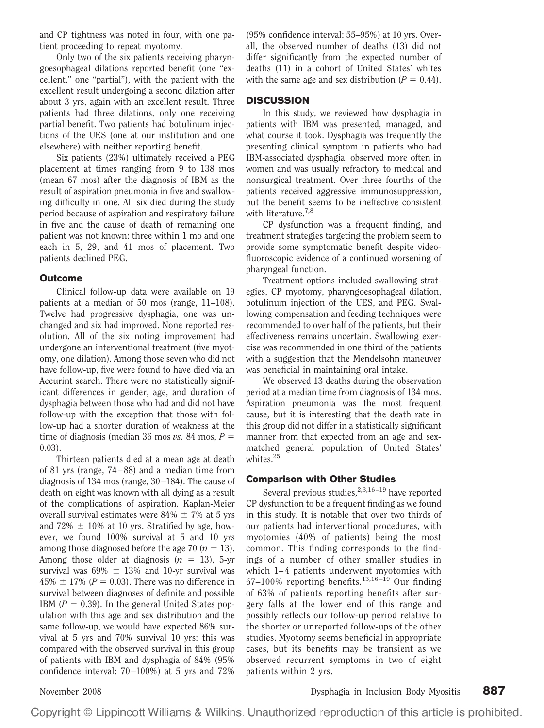and CP tightness was noted in four, with one patient proceeding to repeat myotomy.

Only two of the six patients receiving pharyngoesophageal dilations reported benefit (one "excellent," one "partial"), with the patient with the excellent result undergoing a second dilation after about 3 yrs, again with an excellent result. Three patients had three dilations, only one receiving partial benefit. Two patients had botulinum injections of the UES (one at our institution and one elsewhere) with neither reporting benefit.

Six patients (23%) ultimately received a PEG placement at times ranging from 9 to 138 mos (mean 67 mos) after the diagnosis of IBM as the result of aspiration pneumonia in five and swallowing difficulty in one. All six died during the study period because of aspiration and respiratory failure in five and the cause of death of remaining one patient was not known: three within 1 mo and one each in 5, 29, and 41 mos of placement. Two patients declined PEG.

### Outcome

Clinical follow-up data were available on 19 patients at a median of 50 mos (range, 11–108). Twelve had progressive dysphagia, one was unchanged and six had improved. None reported resolution. All of the six noting improvement had undergone an interventional treatment (five myotomy, one dilation). Among those seven who did not have follow-up, five were found to have died via an Accurint search. There were no statistically significant differences in gender, age, and duration of dysphagia between those who had and did not have follow-up with the exception that those with follow-up had a shorter duration of weakness at the time of diagnosis (median 36 mos *vs.* 84 mos, $P = 0.03$).

Thirteen patients died at a mean age at death of 81 yrs (range, 74–88) and a median time from diagnosis of 134 mos (range, 30–184). The cause of death on eight was known with all dying as a result of the complications of aspiration. Kaplan-Meier overall survival estimates were 84% ± 7% at 5 yrs and 72% ± 10% at 10 yrs. Stratified by age, however, we found 100% survival at 5 and 10 yrs among those diagnosed before the age 70 ($n = 13$). Among those older at diagnosis ($n = 13$), 5-yr survival was 69% ± 13% and 10-yr survival was 45% ± 17% ($P = 0.03$). There was no difference in survival between diagnoses of definite and possible IBM ($P = 0.39$). In the general United States population with this age and sex distribution and the same follow-up, we would have expected 86% survival at 5 yrs and 70% survival 10 yrs: this was compared with the observed survival in this group of patients with IBM and dysphagia of 84% (95% confidence interval: 70–100%) at 5 yrs and 72% (95% confidence interval: 55–95%) at 10 yrs. Overall, the observed number of deaths (13) did not differ significantly from the expected number of deaths (11) in a cohort of United States' whites with the same age and sex distribution ($P = 0.44$).

## DISCUSSION

In this study, we reviewed how dysphagia in patients with IBM was presented, managed, and what course it took. Dysphagia was frequently the presenting clinical symptom in patients who had IBM-associated dysphagia, observed more often in women and was usually refractory to medical and nonsurgical treatment. Over three fourths of the patients received aggressive immunosuppression, but the benefit seems to be ineffective consistent with literature.[7,8]

CP dysfunction was a frequent finding, and treatment strategies targeting the problem seem to provide some symptomatic benefit despite videofluoroscopic evidence of a continued worsening of pharyngeal function.

Treatment options included swallowing strategies, CP myotomy, pharyngoesophageal dilation, botulinum injection of the UES, and PEG. Swallowing compensation and feeding techniques were recommended to over half of the patients, but their effectiveness remains uncertain. Swallowing exercise was recommended in one third of the patients with a suggestion that the Mendelsohn maneuver was beneficial in maintaining oral intake.

We observed 13 deaths during the observation period at a median time from diagnosis of 134 mos. Aspiration pneumonia was the most frequent cause, but it is interesting that the death rate in this group did not differ in a statistically significant manner from that expected from an age and sex-matched general population of United States' whites.[25]

### Comparison with Other Studies

Several previous studies,[2,3,16–19] have reported CP dysfunction to be a frequent finding as we found in this study. It is notable that over two thirds of our patients had interventional procedures, with myotomies (40% of patients) being the most common. This finding corresponds to the findings of a number of other smaller studies in which 1–4 patients underwent myotomies with 67–100% reporting benefits.[13,16–19] Our finding of 63% of patients reporting benefits after surgery falls at the lower end of this range and possibly reflects our follow-up period relative to the shorter or unreported follow-ups of the other studies. Myotomy seems beneficial in appropriate cases, but its benefits may be transient as we observed recurrent symptoms in two of eight patients within 2 yrs.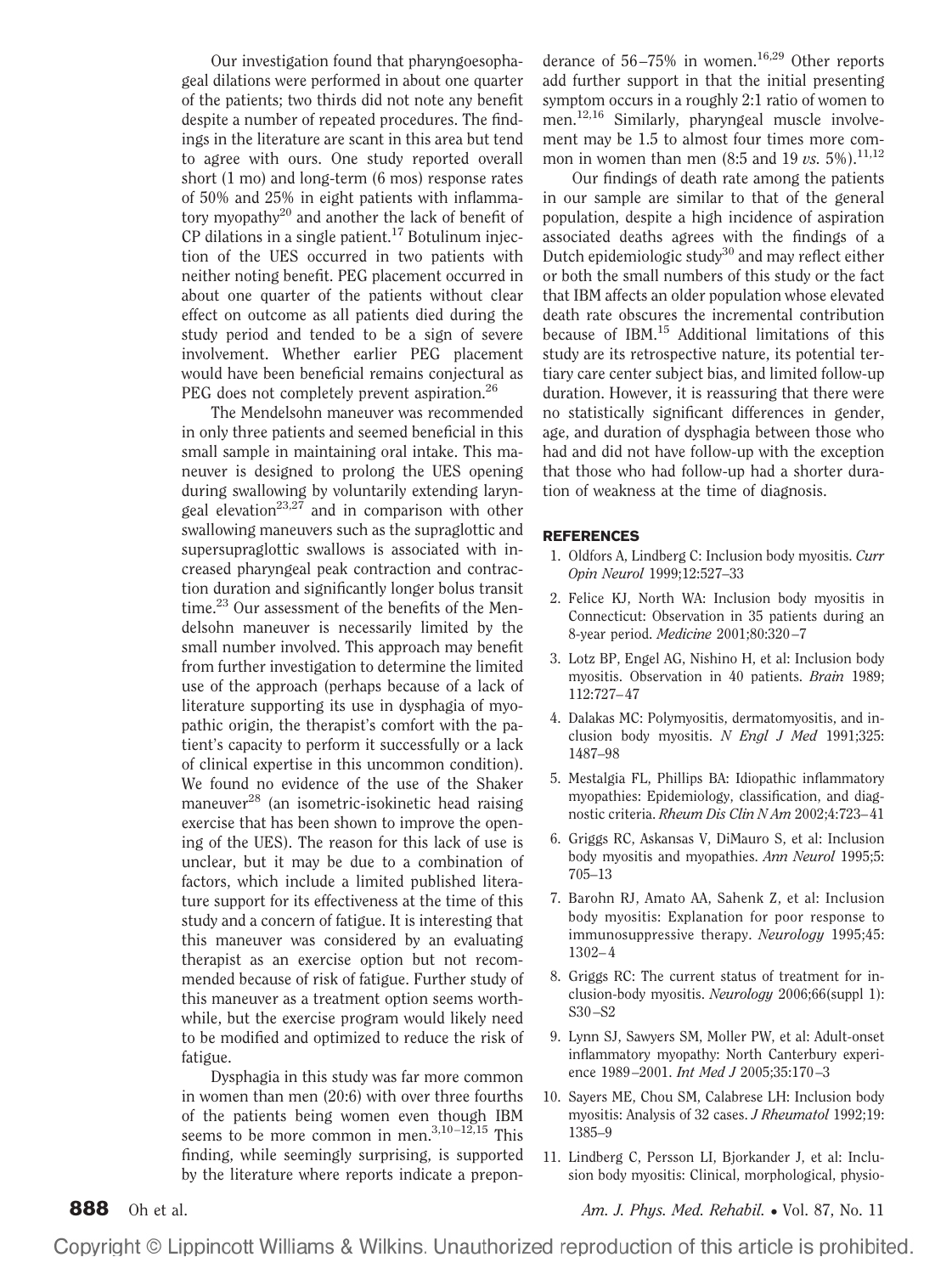Our investigation found that pharyngoesophageal dilations were performed in about one quarter of the patients; two thirds did not note any benefit despite a number of repeated procedures. The findings in the literature are scant in this area but tend to agree with ours. One study reported overall short (1 mo) and long-term (6 mos) response rates of 50% and 25% in eight patients with inflammatory myopathy[20] and another the lack of benefit of CP dilations in a single patient.[17] Botulinum injection of the UES occurred in two patients with neither noting benefit. PEG placement occurred in about one quarter of the patients without clear effect on outcome as all patients died during the study period and tended to be a sign of severe involvement. Whether earlier PEG placement would have been beneficial remains conjectural as PEG does not completely prevent aspiration.[26]

The Mendelsohn maneuver was recommended in only three patients and seemed beneficial in this small sample in maintaining oral intake. This maneuver is designed to prolong the UES opening during swallowing by voluntarily extending laryngeal elevation[23,27] and in comparison with other swallowing maneuvers such as the supraglottic and supersupraglottic swallows is associated with increased pharyngeal peak contraction and contraction duration and significantly longer bolus transit time.[23] Our assessment of the benefits of the Mendelsohn maneuver is necessarily limited by the small number involved. This approach may benefit from further investigation to determine the limited use of the approach (perhaps because of a lack of literature supporting its use in dysphagia of myopathic origin, the therapist's comfort with the patient's capacity to perform it successfully or a lack of clinical expertise in this uncommon condition). We found no evidence of the use of the Shaker maneuver[28] (an isometric-isokinetic head raising exercise that has been shown to improve the opening of the UES). The reason for this lack of use is unclear, but it may be due to a combination of factors, which include a limited published literature support for its effectiveness at the time of this study and a concern of fatigue. It is interesting that this maneuver was considered by an evaluating therapist as an exercise option but not recommended because of risk of fatigue. Further study of this maneuver as a treatment option seems worthwhile, but the exercise program would likely need to be modified and optimized to reduce the risk of fatigue.

Dysphagia in this study was far more common in women than men (20:6) with over three fourths of the patients being women even though IBM seems to be more common in men.[3,10–12,15] This finding, while seemingly surprising, is supported by the literature where reports indicate a preponderance of 56–75% in women.[16,29] Other reports add further support in that the initial presenting symptom occurs in a roughly 2:1 ratio of women to men.[12,16] Similarly, pharyngeal muscle involvement may be 1.5 to almost four times more common in women than men (8:5 and 19 *vs.* 5%).[11,12]

Our findings of death rate among the patients in our sample are similar to that of the general population, despite a high incidence of aspiration associated deaths agrees with the findings of a Dutch epidemiologic study[30] and may reflect either or both the small numbers of this study or the fact that IBM affects an older population whose elevated death rate obscures the incremental contribution because of IBM.[15] Additional limitations of this study are its retrospective nature, its potential tertiary care center subject bias, and limited follow-up duration. However, it is reassuring that there were no statistically significant differences in gender, age, and duration of dysphagia between those who had and did not have follow-up with the exception that those who had follow-up had a shorter duration of weakness at the time of diagnosis.

## REFERENCES

1. Oldfors A, Lindberg C: Inclusion body myositis. *Curr Opin Neurol* 1999;12:527–33
2. Felice KJ, North WA: Inclusion body myositis in Connecticut: Observation in 35 patients during an 8-year period. *Medicine* 2001;80:320–7
3. Lotz BP, Engel AG, Nishino H, et al: Inclusion body myositis. Observation in 40 patients. *Brain* 1989; 112:727–47
4. Dalakas MC: Polymyositis, dermatomyositis, and inclusion body myositis. *N Engl J Med* 1991;325: 1487–98
5. Mestalgia FL, Phillips BA: Idiopathic inflammatory myopathies: Epidemiology, classification, and diagnostic criteria. *Rheum Dis Clin N Am* 2002;4:723–41
6. Griggs RC, Askansas V, DiMauro S, et al: Inclusion body myositis and myopathies. *Ann Neurol* 1995;5: 705–13
7. Barohn RJ, Amato AA, Sahenk Z, et al: Inclusion body myositis: Explanation for poor response to immunosuppressive therapy. *Neurology* 1995;45: 1302–4
8. Griggs RC: The current status of treatment for inclusion-body myositis. *Neurology* 2006;66(suppl 1): S30–S2
9. Lynn SJ, Sawyers SM, Moller PW, et al: Adult-onset inflammatory myopathy: North Canterbury experience 1989–2001. *Int Med J* 2005;35:170–3
10. Sayers ME, Chou SM, Calabrese LH: Inclusion body myositis: Analysis of 32 cases. *J Rheumatol* 1992;19: 1385–9
11. Lindberg C, Persson LI, Bjorkander J, et al: Inclusion body myositis: Clinical, morphological, physio-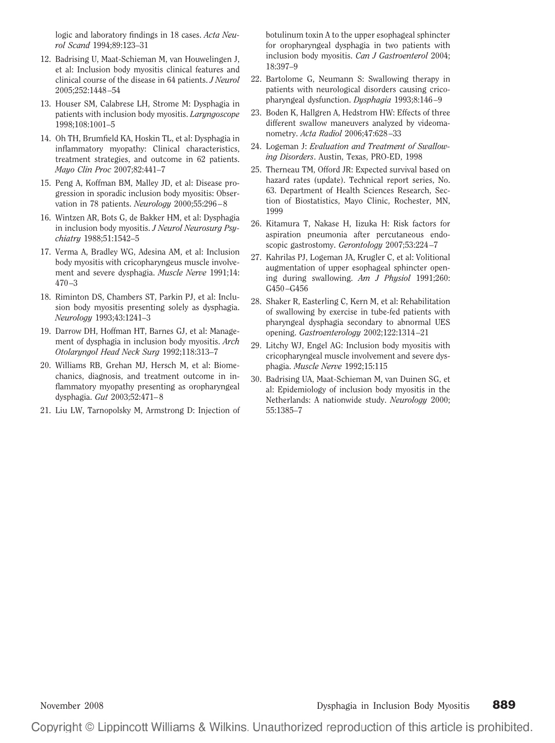logic and laboratory findings in 18 cases. *Acta Neurol Scand* 1994;89:123–31

12. Badrising U, Maat-Schieman M, van Houwelingen J, et al: Inclusion body myositis clinical features and clinical course of the disease in 64 patients. *J Neurol* 2005;252:1448–54
13. Houser SM, Calabrese LH, Strome M: Dysphagia in patients with inclusion body myositis. *Laryngoscope* 1998;108:1001–5
14. Oh TH, Brumfield KA, Hoskin TL, et al: Dysphagia in inflammatory myopathy: Clinical characteristics, treatment strategies, and outcome in 62 patients. *Mayo Clin Proc* 2007;82:441–7
15. Peng A, Koffman BM, Malley JD, et al: Disease progression in sporadic inclusion body myositis: Observation in 78 patients. *Neurology* 2000;55:296–8
16. Wintzen AR, Bots G, de Bakker HM, et al: Dysphagia in inclusion body myositis. *J Neurol Neurosurg Psychiatry* 1988;51:1542–5
17. Verma A, Bradley WG, Adesina AM, et al: Inclusion body myositis with cricopharyngeus muscle involvement and severe dysphagia. *Muscle Nerve* 1991;14:470–3
18. Riminton DS, Chambers ST, Parkin PJ, et al: Inclusion body myositis presenting solely as dysphagia. *Neurology* 1993;43:1241–3
19. Darrow DH, Hoffman HT, Barnes GJ, et al: Management of dysphagia in inclusion body myositis. *Arch Otolaryngol Head Neck Surg* 1992;118:313–7
20. Williams RB, Grehan MJ, Hersch M, et al: Biomechanics, diagnosis, and treatment outcome in inflammatory myopathy presenting as oropharyngeal dysphagia. *Gut* 2003;52:471–8
21. Liu LW, Tarnopolsky M, Armstrong D: Injection of botulinum toxin A to the upper esophageal sphincter for oropharyngeal dysphagia in two patients with inclusion body myositis. *Can J Gastroenterol* 2004;18:397–9
22. Bartolome G, Neumann S: Swallowing therapy in patients with neurological disorders causing cricopharyngeal dysfunction. *Dysphagia* 1993;8:146–9
23. Boden K, Hallgren A, Hedstrom HW: Effects of three different swallow maneuvers analyzed by videomanometry. *Acta Radiol* 2006;47:628–33
24. Logeman J: *Evaluation and Treatment of Swallowing Disorders*. Austin, Texas, PRO-ED, 1998
25. Therneau TM, Offord JR: Expected survival based on hazard rates (update). Technical report series, No. 63. Department of Health Sciences Research, Section of Biostatistics, Mayo Clinic, Rochester, MN, 1999
26. Kitamura T, Nakase H, Iizuka H: Risk factors for aspiration pneumonia after percutaneous endoscopic gastrostomy. *Gerontology* 2007;53:224–7
27. Kahrilas PJ, Logeman JA, Krugler C, et al: Volitional augmentation of upper esophageal sphincter opening during swallowing. *Am J Physiol* 1991;260:G450–G456
28. Shaker R, Easterling C, Kern M, et al: Rehabilitation of swallowing by exercise in tube-fed patients with pharyngeal dysphagia secondary to abnormal UES opening. *Gastroenterology* 2002;122:1314–21
29. Litchy WJ, Engel AG: Inclusion body myositis with cricopharyngeal muscle involvement and severe dysphagia. *Muscle Nerve* 1992;15:115
30. Badrising UA, Maat-Schieman M, van Duinen SG, et al: Epidemiology of inclusion body myositis in the Netherlands: A nationwide study. *Neurology* 2000;55:1385–7

Copyright © Lippincott Williams & Wilkins. Unauthorized reproduction of this article is prohibited.